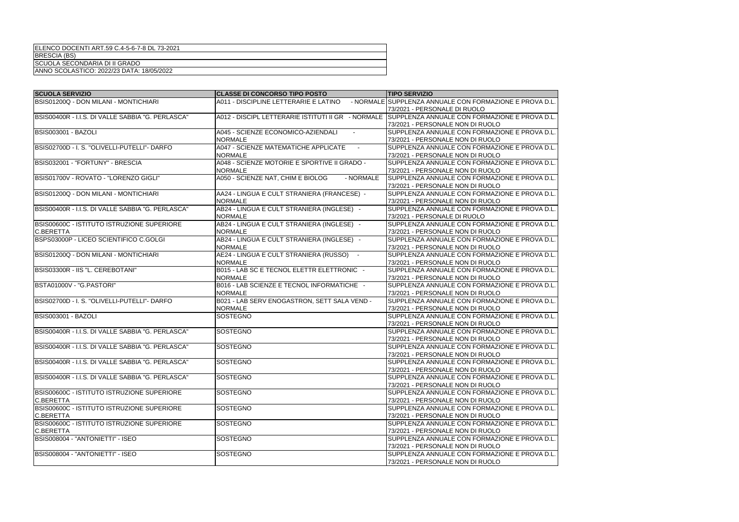| ELENCO DOCENTI ART.59 C.4-5-6-7-8 DL 73-2021 |
|---|
| BRESCIA (BS) |
| SCUOLA SECONDARIA DI II GRADO |
| ANNO SCOLASTICO: 2022/23 DATA: 18/05/2022 |

| SCUOLA SERVIZIO | CLASSE DI CONCORSO TIPO POSTO | TIPO SERVIZIO |
|---|---|---|
| BSIS01200Q - DON MILANI - MONTICHIARI | A011 - DISCIPLINE LETTERARIE E LATINO - NORMALE | SUPPLENZA ANNUALE CON FORMAZIONE E PROVA D.L. 73/2021 - PERSONALE DI RUOLO |
| BSIS00400R - I.I.S. DI VALLE SABBIA "G. PERLASCA" | A012 - DISCIPL LETTERARIE ISTITUTI II GR - NORMALE | SUPPLENZA ANNUALE CON FORMAZIONE E PROVA D.L. 73/2021 - PERSONALE NON DI RUOLO |
| BSIS003001 - BAZOLI | A045 - SCIENZE ECONOMICO-AZIENDALI - NORMALE | SUPPLENZA ANNUALE CON FORMAZIONE E PROVA D.L. 73/2021 - PERSONALE NON DI RUOLO |
| BSIS02700D - I. S. "OLIVELLI-PUTELLI"- DARFO | A047 - SCIENZE MATEMATICHE APPLICATE - NORMALE | SUPPLENZA ANNUALE CON FORMAZIONE E PROVA D.L. 73/2021 - PERSONALE NON DI RUOLO |
| BSIS032001 - "FORTUNY" - BRESCIA | A048 - SCIENZE MOTORIE E SPORTIVE II GRADO - NORMALE | SUPPLENZA ANNUALE CON FORMAZIONE E PROVA D.L. 73/2021 - PERSONALE NON DI RUOLO |
| BSIS01700V - ROVATO - "LORENZO GIGLI" | A050 - SCIENZE NAT, CHIM E BIOLOG - NORMALE | SUPPLENZA ANNUALE CON FORMAZIONE E PROVA D.L. 73/2021 - PERSONALE NON DI RUOLO |
| BSIS01200Q - DON MILANI - MONTICHIARI | AA24 - LINGUA E CULT STRANIERA (FRANCESE) - NORMALE | SUPPLENZA ANNUALE CON FORMAZIONE E PROVA D.L. 73/2021 - PERSONALE NON DI RUOLO |
| BSIS00400R - I.I.S. DI VALLE SABBIA "G. PERLASCA" | AB24 - LINGUA E CULT STRANIERA (INGLESE) - NORMALE | SUPPLENZA ANNUALE CON FORMAZIONE E PROVA D.L. 73/2021 - PERSONALE DI RUOLO |
| BSIS00600C - ISTITUTO ISTRUZIONE SUPERIORE C.BERETTA | AB24 - LINGUA E CULT STRANIERA (INGLESE) - NORMALE | SUPPLENZA ANNUALE CON FORMAZIONE E PROVA D.L. 73/2021 - PERSONALE NON DI RUOLO |
| BSPS03000P - LICEO SCIENTIFICO C.GOLGI | AB24 - LINGUA E CULT STRANIERA (INGLESE) - NORMALE | SUPPLENZA ANNUALE CON FORMAZIONE E PROVA D.L. 73/2021 - PERSONALE NON DI RUOLO |
| BSIS01200Q - DON MILANI - MONTICHIARI | AE24 - LINGUA E CULT STRANIERA (RUSSO) - NORMALE | SUPPLENZA ANNUALE CON FORMAZIONE E PROVA D.L. 73/2021 - PERSONALE NON DI RUOLO |
| BSIS03300R - IIS "L. CEREBOTANI" | B015 - LAB SC E TECNOL ELETTR ELETTRONIC - NORMALE | SUPPLENZA ANNUALE CON FORMAZIONE E PROVA D.L. 73/2021 - PERSONALE NON DI RUOLO |
| BSTA01000V - "G.PASTORI" | B016 - LAB SCIENZE E TECNOL INFORMATICHE - NORMALE | SUPPLENZA ANNUALE CON FORMAZIONE E PROVA D.L. 73/2021 - PERSONALE NON DI RUOLO |
| BSIS02700D - I. S. "OLIVELLI-PUTELLI"- DARFO | B021 - LAB SERV ENOGASTRON, SETT SALA VEND - NORMALE | SUPPLENZA ANNUALE CON FORMAZIONE E PROVA D.L. 73/2021 - PERSONALE NON DI RUOLO |
| BSIS003001 - BAZOLI | SOSTEGNO | SUPPLENZA ANNUALE CON FORMAZIONE E PROVA D.L. 73/2021 - PERSONALE NON DI RUOLO |
| BSIS00400R - I.I.S. DI VALLE SABBIA "G. PERLASCA" | SOSTEGNO | SUPPLENZA ANNUALE CON FORMAZIONE E PROVA D.L. 73/2021 - PERSONALE NON DI RUOLO |
| BSIS00400R - I.I.S. DI VALLE SABBIA "G. PERLASCA" | SOSTEGNO | SUPPLENZA ANNUALE CON FORMAZIONE E PROVA D.L. 73/2021 - PERSONALE NON DI RUOLO |
| BSIS00400R - I.I.S. DI VALLE SABBIA "G. PERLASCA" | SOSTEGNO | SUPPLENZA ANNUALE CON FORMAZIONE E PROVA D.L. 73/2021 - PERSONALE NON DI RUOLO |
| BSIS00400R - I.I.S. DI VALLE SABBIA "G. PERLASCA" | SOSTEGNO | SUPPLENZA ANNUALE CON FORMAZIONE E PROVA D.L. 73/2021 - PERSONALE NON DI RUOLO |
| BSIS00600C - ISTITUTO ISTRUZIONE SUPERIORE C.BERETTA | SOSTEGNO | SUPPLENZA ANNUALE CON FORMAZIONE E PROVA D.L. 73/2021 - PERSONALE NON DI RUOLO |
| BSIS00600C - ISTITUTO ISTRUZIONE SUPERIORE C.BERETTA | SOSTEGNO | SUPPLENZA ANNUALE CON FORMAZIONE E PROVA D.L. 73/2021 - PERSONALE NON DI RUOLO |
| BSIS00600C - ISTITUTO ISTRUZIONE SUPERIORE C.BERETTA | SOSTEGNO | SUPPLENZA ANNUALE CON FORMAZIONE E PROVA D.L. 73/2021 - PERSONALE NON DI RUOLO |
| BSIS008004 - "ANTONIETTI" - ISEO | SOSTEGNO | SUPPLENZA ANNUALE CON FORMAZIONE E PROVA D.L. 73/2021 - PERSONALE NON DI RUOLO |
| BSIS008004 - "ANTONIETTI" - ISEO | SOSTEGNO | SUPPLENZA ANNUALE CON FORMAZIONE E PROVA D.L. 73/2021 - PERSONALE NON DI RUOLO |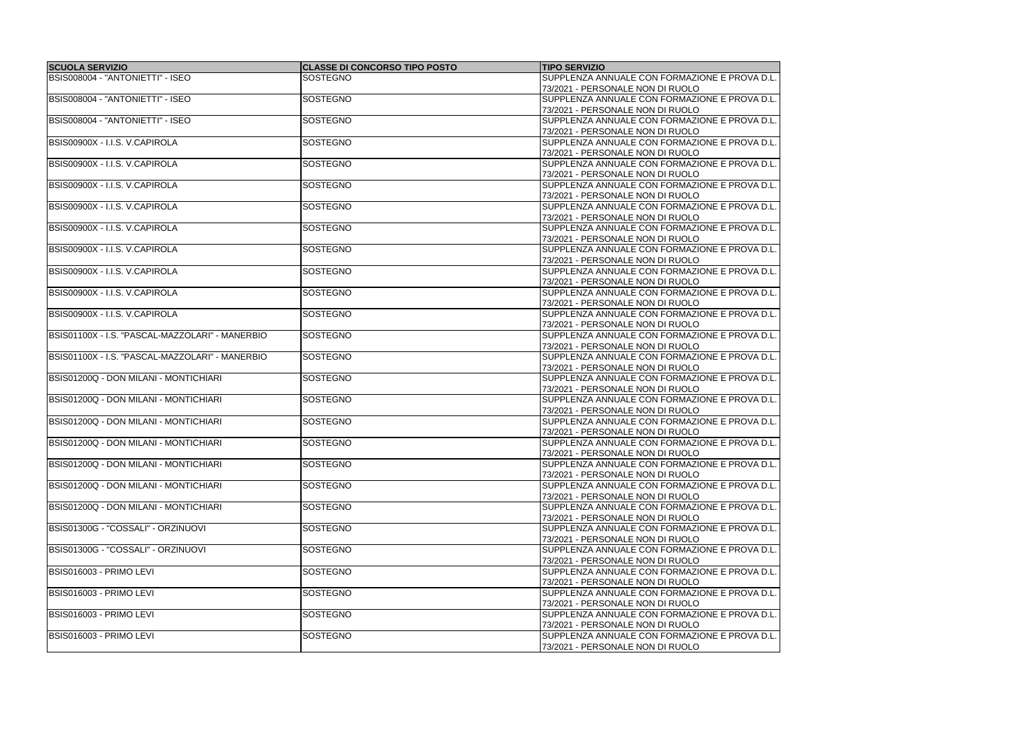| SCUOLA SERVIZIO | CLASSE DI CONCORSO TIPO POSTO | TIPO SERVIZIO |
| --- | --- | --- |
| BSIS008004 - "ANTONIETTI" - ISEO | SOSTEGNO | SUPPLENZA ANNUALE CON FORMAZIONE E PROVA D.L. 73/2021 - PERSONALE NON DI RUOLO |
| BSIS008004 - "ANTONIETTI" - ISEO | SOSTEGNO | SUPPLENZA ANNUALE CON FORMAZIONE E PROVA D.L. 73/2021 - PERSONALE NON DI RUOLO |
| BSIS008004 - "ANTONIETTI" - ISEO | SOSTEGNO | SUPPLENZA ANNUALE CON FORMAZIONE E PROVA D.L. 73/2021 - PERSONALE NON DI RUOLO |
| BSIS00900X - I.I.S. V.CAPIROLA | SOSTEGNO | SUPPLENZA ANNUALE CON FORMAZIONE E PROVA D.L. 73/2021 - PERSONALE NON DI RUOLO |
| BSIS00900X - I.I.S. V.CAPIROLA | SOSTEGNO | SUPPLENZA ANNUALE CON FORMAZIONE E PROVA D.L. 73/2021 - PERSONALE NON DI RUOLO |
| BSIS00900X - I.I.S. V.CAPIROLA | SOSTEGNO | SUPPLENZA ANNUALE CON FORMAZIONE E PROVA D.L. 73/2021 - PERSONALE NON DI RUOLO |
| BSIS00900X - I.I.S. V.CAPIROLA | SOSTEGNO | SUPPLENZA ANNUALE CON FORMAZIONE E PROVA D.L. 73/2021 - PERSONALE NON DI RUOLO |
| BSIS00900X - I.I.S. V.CAPIROLA | SOSTEGNO | SUPPLENZA ANNUALE CON FORMAZIONE E PROVA D.L. 73/2021 - PERSONALE NON DI RUOLO |
| BSIS00900X - I.I.S. V.CAPIROLA | SOSTEGNO | SUPPLENZA ANNUALE CON FORMAZIONE E PROVA D.L. 73/2021 - PERSONALE NON DI RUOLO |
| BSIS00900X - I.I.S. V.CAPIROLA | SOSTEGNO | SUPPLENZA ANNUALE CON FORMAZIONE E PROVA D.L. 73/2021 - PERSONALE NON DI RUOLO |
| BSIS00900X - I.I.S. V.CAPIROLA | SOSTEGNO | SUPPLENZA ANNUALE CON FORMAZIONE E PROVA D.L. 73/2021 - PERSONALE NON DI RUOLO |
| BSIS00900X - I.I.S. V.CAPIROLA | SOSTEGNO | SUPPLENZA ANNUALE CON FORMAZIONE E PROVA D.L. 73/2021 - PERSONALE NON DI RUOLO |
| BSIS01100X - I.S. "PASCAL-MAZZOLARI" - MANERBIO | SOSTEGNO | SUPPLENZA ANNUALE CON FORMAZIONE E PROVA D.L. 73/2021 - PERSONALE NON DI RUOLO |
| BSIS01100X - I.S. "PASCAL-MAZZOLARI" - MANERBIO | SOSTEGNO | SUPPLENZA ANNUALE CON FORMAZIONE E PROVA D.L. 73/2021 - PERSONALE NON DI RUOLO |
| BSIS01200Q - DON MILANI - MONTICHIARI | SOSTEGNO | SUPPLENZA ANNUALE CON FORMAZIONE E PROVA D.L. 73/2021 - PERSONALE NON DI RUOLO |
| BSIS01200Q - DON MILANI - MONTICHIARI | SOSTEGNO | SUPPLENZA ANNUALE CON FORMAZIONE E PROVA D.L. 73/2021 - PERSONALE NON DI RUOLO |
| BSIS01200Q - DON MILANI - MONTICHIARI | SOSTEGNO | SUPPLENZA ANNUALE CON FORMAZIONE E PROVA D.L. 73/2021 - PERSONALE NON DI RUOLO |
| BSIS01200Q - DON MILANI - MONTICHIARI | SOSTEGNO | SUPPLENZA ANNUALE CON FORMAZIONE E PROVA D.L. 73/2021 - PERSONALE NON DI RUOLO |
| BSIS01200Q - DON MILANI - MONTICHIARI | SOSTEGNO | SUPPLENZA ANNUALE CON FORMAZIONE E PROVA D.L. 73/2021 - PERSONALE NON DI RUOLO |
| BSIS01200Q - DON MILANI - MONTICHIARI | SOSTEGNO | SUPPLENZA ANNUALE CON FORMAZIONE E PROVA D.L. 73/2021 - PERSONALE NON DI RUOLO |
| BSIS01200Q - DON MILANI - MONTICHIARI | SOSTEGNO | SUPPLENZA ANNUALE CON FORMAZIONE E PROVA D.L. 73/2021 - PERSONALE NON DI RUOLO |
| BSIS01300G - "COSSALI" - ORZINUOVI | SOSTEGNO | SUPPLENZA ANNUALE CON FORMAZIONE E PROVA D.L. 73/2021 - PERSONALE NON DI RUOLO |
| BSIS01300G - "COSSALI" - ORZINUOVI | SOSTEGNO | SUPPLENZA ANNUALE CON FORMAZIONE E PROVA D.L. 73/2021 - PERSONALE NON DI RUOLO |
| BSIS016003 - PRIMO LEVI | SOSTEGNO | SUPPLENZA ANNUALE CON FORMAZIONE E PROVA D.L. 73/2021 - PERSONALE NON DI RUOLO |
| BSIS016003 - PRIMO LEVI | SOSTEGNO | SUPPLENZA ANNUALE CON FORMAZIONE E PROVA D.L. 73/2021 - PERSONALE NON DI RUOLO |
| BSIS016003 - PRIMO LEVI | SOSTEGNO | SUPPLENZA ANNUALE CON FORMAZIONE E PROVA D.L. 73/2021 - PERSONALE NON DI RUOLO |
| BSIS016003 - PRIMO LEVI | SOSTEGNO | SUPPLENZA ANNUALE CON FORMAZIONE E PROVA D.L. 73/2021 - PERSONALE NON DI RUOLO |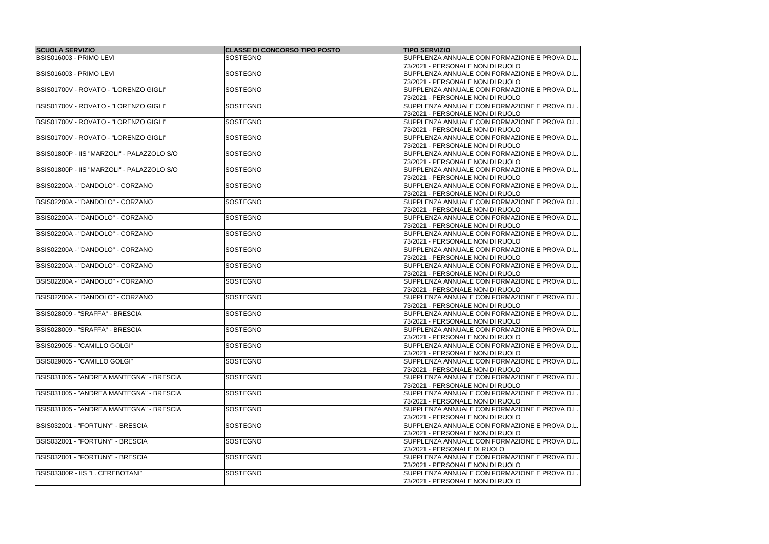| SCUOLA SERVIZIO | CLASSE DI CONCORSO TIPO POSTO | TIPO SERVIZIO |
| --- | --- | --- |
| BSIS016003 - PRIMO LEVI | SOSTEGNO | SUPPLENZA ANNUALE CON FORMAZIONE E PROVA D.L. 73/2021 - PERSONALE NON DI RUOLO |
| BSIS016003 - PRIMO LEVI | SOSTEGNO | SUPPLENZA ANNUALE CON FORMAZIONE E PROVA D.L. 73/2021 - PERSONALE NON DI RUOLO |
| BSIS01700V - ROVATO - "LORENZO GIGLI" | SOSTEGNO | SUPPLENZA ANNUALE CON FORMAZIONE E PROVA D.L. 73/2021 - PERSONALE NON DI RUOLO |
| BSIS01700V - ROVATO - "LORENZO GIGLI" | SOSTEGNO | SUPPLENZA ANNUALE CON FORMAZIONE E PROVA D.L. 73/2021 - PERSONALE NON DI RUOLO |
| BSIS01700V - ROVATO - "LORENZO GIGLI" | SOSTEGNO | SUPPLENZA ANNUALE CON FORMAZIONE E PROVA D.L. 73/2021 - PERSONALE NON DI RUOLO |
| BSIS01700V - ROVATO - "LORENZO GIGLI" | SOSTEGNO | SUPPLENZA ANNUALE CON FORMAZIONE E PROVA D.L. 73/2021 - PERSONALE NON DI RUOLO |
| BSIS01800P - IIS "MARZOLI" - PALAZZOLO S/O | SOSTEGNO | SUPPLENZA ANNUALE CON FORMAZIONE E PROVA D.L. 73/2021 - PERSONALE NON DI RUOLO |
| BSIS01800P - IIS "MARZOLI" - PALAZZOLO S/O | SOSTEGNO | SUPPLENZA ANNUALE CON FORMAZIONE E PROVA D.L. 73/2021 - PERSONALE NON DI RUOLO |
| BSIS02200A - "DANDOLO" - CORZANO | SOSTEGNO | SUPPLENZA ANNUALE CON FORMAZIONE E PROVA D.L. 73/2021 - PERSONALE NON DI RUOLO |
| BSIS02200A - "DANDOLO" - CORZANO | SOSTEGNO | SUPPLENZA ANNUALE CON FORMAZIONE E PROVA D.L. 73/2021 - PERSONALE NON DI RUOLO |
| BSIS02200A - "DANDOLO" - CORZANO | SOSTEGNO | SUPPLENZA ANNUALE CON FORMAZIONE E PROVA D.L. 73/2021 - PERSONALE NON DI RUOLO |
| BSIS02200A - "DANDOLO" - CORZANO | SOSTEGNO | SUPPLENZA ANNUALE CON FORMAZIONE E PROVA D.L. 73/2021 - PERSONALE NON DI RUOLO |
| BSIS02200A - "DANDOLO" - CORZANO | SOSTEGNO | SUPPLENZA ANNUALE CON FORMAZIONE E PROVA D.L. 73/2021 - PERSONALE NON DI RUOLO |
| BSIS02200A - "DANDOLO" - CORZANO | SOSTEGNO | SUPPLENZA ANNUALE CON FORMAZIONE E PROVA D.L. 73/2021 - PERSONALE NON DI RUOLO |
| BSIS02200A - "DANDOLO" - CORZANO | SOSTEGNO | SUPPLENZA ANNUALE CON FORMAZIONE E PROVA D.L. 73/2021 - PERSONALE NON DI RUOLO |
| BSIS02200A - "DANDOLO" - CORZANO | SOSTEGNO | SUPPLENZA ANNUALE CON FORMAZIONE E PROVA D.L. 73/2021 - PERSONALE NON DI RUOLO |
| BSIS028009 - "SRAFFA" - BRESCIA | SOSTEGNO | SUPPLENZA ANNUALE CON FORMAZIONE E PROVA D.L. 73/2021 - PERSONALE NON DI RUOLO |
| BSIS028009 - "SRAFFA" - BRESCIA | SOSTEGNO | SUPPLENZA ANNUALE CON FORMAZIONE E PROVA D.L. 73/2021 - PERSONALE NON DI RUOLO |
| BSIS029005 - "CAMILLO GOLGI" | SOSTEGNO | SUPPLENZA ANNUALE CON FORMAZIONE E PROVA D.L. 73/2021 - PERSONALE NON DI RUOLO |
| BSIS029005 - "CAMILLO GOLGI" | SOSTEGNO | SUPPLENZA ANNUALE CON FORMAZIONE E PROVA D.L. 73/2021 - PERSONALE NON DI RUOLO |
| BSIS031005 - "ANDREA MANTEGNA" - BRESCIA | SOSTEGNO | SUPPLENZA ANNUALE CON FORMAZIONE E PROVA D.L. 73/2021 - PERSONALE NON DI RUOLO |
| BSIS031005 - "ANDREA MANTEGNA" - BRESCIA | SOSTEGNO | SUPPLENZA ANNUALE CON FORMAZIONE E PROVA D.L. 73/2021 - PERSONALE NON DI RUOLO |
| BSIS031005 - "ANDREA MANTEGNA" - BRESCIA | SOSTEGNO | SUPPLENZA ANNUALE CON FORMAZIONE E PROVA D.L. 73/2021 - PERSONALE NON DI RUOLO |
| BSIS032001 - "FORTUNY" - BRESCIA | SOSTEGNO | SUPPLENZA ANNUALE CON FORMAZIONE E PROVA D.L. 73/2021 - PERSONALE NON DI RUOLO |
| BSIS032001 - "FORTUNY" - BRESCIA | SOSTEGNO | SUPPLENZA ANNUALE CON FORMAZIONE E PROVA D.L. 73/2021 - PERSONALE DI RUOLO |
| BSIS032001 - "FORTUNY" - BRESCIA | SOSTEGNO | SUPPLENZA ANNUALE CON FORMAZIONE E PROVA D.L. 73/2021 - PERSONALE NON DI RUOLO |
| BSIS03300R - IIS "L. CEREBOTANI" | SOSTEGNO | SUPPLENZA ANNUALE CON FORMAZIONE E PROVA D.L. 73/2021 - PERSONALE NON DI RUOLO |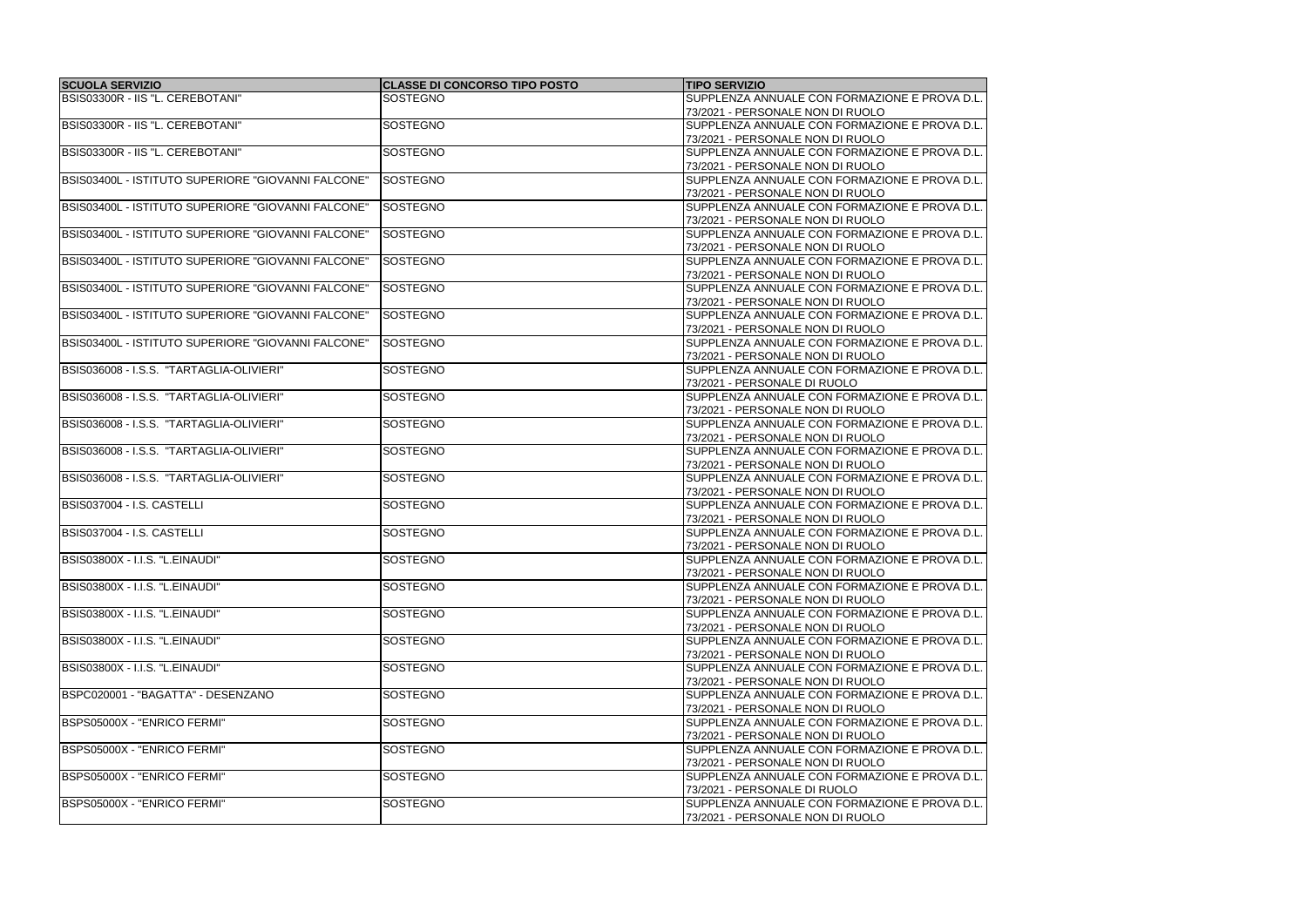| SCUOLA SERVIZIO | CLASSE DI CONCORSO TIPO POSTO | TIPO SERVIZIO |
|---|---|---|
| BSIS03300R - IIS "L. CEREBOTANI" | SOSTEGNO | SUPPLENZA ANNUALE CON FORMAZIONE E PROVA D.L. 73/2021 - PERSONALE NON DI RUOLO |
| BSIS03300R - IIS "L. CEREBOTANI" | SOSTEGNO | SUPPLENZA ANNUALE CON FORMAZIONE E PROVA D.L. 73/2021 - PERSONALE NON DI RUOLO |
| BSIS03300R - IIS "L. CEREBOTANI" | SOSTEGNO | SUPPLENZA ANNUALE CON FORMAZIONE E PROVA D.L. 73/2021 - PERSONALE NON DI RUOLO |
| BSIS03400L - ISTITUTO SUPERIORE "GIOVANNI FALCONE" | SOSTEGNO | SUPPLENZA ANNUALE CON FORMAZIONE E PROVA D.L. 73/2021 - PERSONALE NON DI RUOLO |
| BSIS03400L - ISTITUTO SUPERIORE "GIOVANNI FALCONE" | SOSTEGNO | SUPPLENZA ANNUALE CON FORMAZIONE E PROVA D.L. 73/2021 - PERSONALE NON DI RUOLO |
| BSIS03400L - ISTITUTO SUPERIORE "GIOVANNI FALCONE" | SOSTEGNO | SUPPLENZA ANNUALE CON FORMAZIONE E PROVA D.L. 73/2021 - PERSONALE NON DI RUOLO |
| BSIS03400L - ISTITUTO SUPERIORE "GIOVANNI FALCONE" | SOSTEGNO | SUPPLENZA ANNUALE CON FORMAZIONE E PROVA D.L. 73/2021 - PERSONALE NON DI RUOLO |
| BSIS03400L - ISTITUTO SUPERIORE "GIOVANNI FALCONE" | SOSTEGNO | SUPPLENZA ANNUALE CON FORMAZIONE E PROVA D.L. 73/2021 - PERSONALE NON DI RUOLO |
| BSIS03400L - ISTITUTO SUPERIORE "GIOVANNI FALCONE" | SOSTEGNO | SUPPLENZA ANNUALE CON FORMAZIONE E PROVA D.L. 73/2021 - PERSONALE NON DI RUOLO |
| BSIS03400L - ISTITUTO SUPERIORE "GIOVANNI FALCONE" | SOSTEGNO | SUPPLENZA ANNUALE CON FORMAZIONE E PROVA D.L. 73/2021 - PERSONALE NON DI RUOLO |
| BSIS036008 - I.S.S. "TARTAGLIA-OLIVIERI" | SOSTEGNO | SUPPLENZA ANNUALE CON FORMAZIONE E PROVA D.L. 73/2021 - PERSONALE DI RUOLO |
| BSIS036008 - I.S.S. "TARTAGLIA-OLIVIERI" | SOSTEGNO | SUPPLENZA ANNUALE CON FORMAZIONE E PROVA D.L. 73/2021 - PERSONALE NON DI RUOLO |
| BSIS036008 - I.S.S. "TARTAGLIA-OLIVIERI" | SOSTEGNO | SUPPLENZA ANNUALE CON FORMAZIONE E PROVA D.L. 73/2021 - PERSONALE NON DI RUOLO |
| BSIS036008 - I.S.S. "TARTAGLIA-OLIVIERI" | SOSTEGNO | SUPPLENZA ANNUALE CON FORMAZIONE E PROVA D.L. 73/2021 - PERSONALE NON DI RUOLO |
| BSIS036008 - I.S.S. "TARTAGLIA-OLIVIERI" | SOSTEGNO | SUPPLENZA ANNUALE CON FORMAZIONE E PROVA D.L. 73/2021 - PERSONALE NON DI RUOLO |
| BSIS037004 - I.S. CASTELLI | SOSTEGNO | SUPPLENZA ANNUALE CON FORMAZIONE E PROVA D.L. 73/2021 - PERSONALE NON DI RUOLO |
| BSIS037004 - I.S. CASTELLI | SOSTEGNO | SUPPLENZA ANNUALE CON FORMAZIONE E PROVA D.L. 73/2021 - PERSONALE NON DI RUOLO |
| BSIS03800X - I.I.S. "L.EINAUDI" | SOSTEGNO | SUPPLENZA ANNUALE CON FORMAZIONE E PROVA D.L. 73/2021 - PERSONALE NON DI RUOLO |
| BSIS03800X - I.I.S. "L.EINAUDI" | SOSTEGNO | SUPPLENZA ANNUALE CON FORMAZIONE E PROVA D.L. 73/2021 - PERSONALE NON DI RUOLO |
| BSIS03800X - I.I.S. "L.EINAUDI" | SOSTEGNO | SUPPLENZA ANNUALE CON FORMAZIONE E PROVA D.L. 73/2021 - PERSONALE NON DI RUOLO |
| BSIS03800X - I.I.S. "L.EINAUDI" | SOSTEGNO | SUPPLENZA ANNUALE CON FORMAZIONE E PROVA D.L. 73/2021 - PERSONALE NON DI RUOLO |
| BSIS03800X - I.I.S. "L.EINAUDI" | SOSTEGNO | SUPPLENZA ANNUALE CON FORMAZIONE E PROVA D.L. 73/2021 - PERSONALE NON DI RUOLO |
| BSPC020001 - "BAGATTA" - DESENZANO | SOSTEGNO | SUPPLENZA ANNUALE CON FORMAZIONE E PROVA D.L. 73/2021 - PERSONALE NON DI RUOLO |
| BSPS05000X - "ENRICO FERMI" | SOSTEGNO | SUPPLENZA ANNUALE CON FORMAZIONE E PROVA D.L. 73/2021 - PERSONALE NON DI RUOLO |
| BSPS05000X - "ENRICO FERMI" | SOSTEGNO | SUPPLENZA ANNUALE CON FORMAZIONE E PROVA D.L. 73/2021 - PERSONALE NON DI RUOLO |
| BSPS05000X - "ENRICO FERMI" | SOSTEGNO | SUPPLENZA ANNUALE CON FORMAZIONE E PROVA D.L. 73/2021 - PERSONALE DI RUOLO |
| BSPS05000X - "ENRICO FERMI" | SOSTEGNO | SUPPLENZA ANNUALE CON FORMAZIONE E PROVA D.L. 73/2021 - PERSONALE NON DI RUOLO |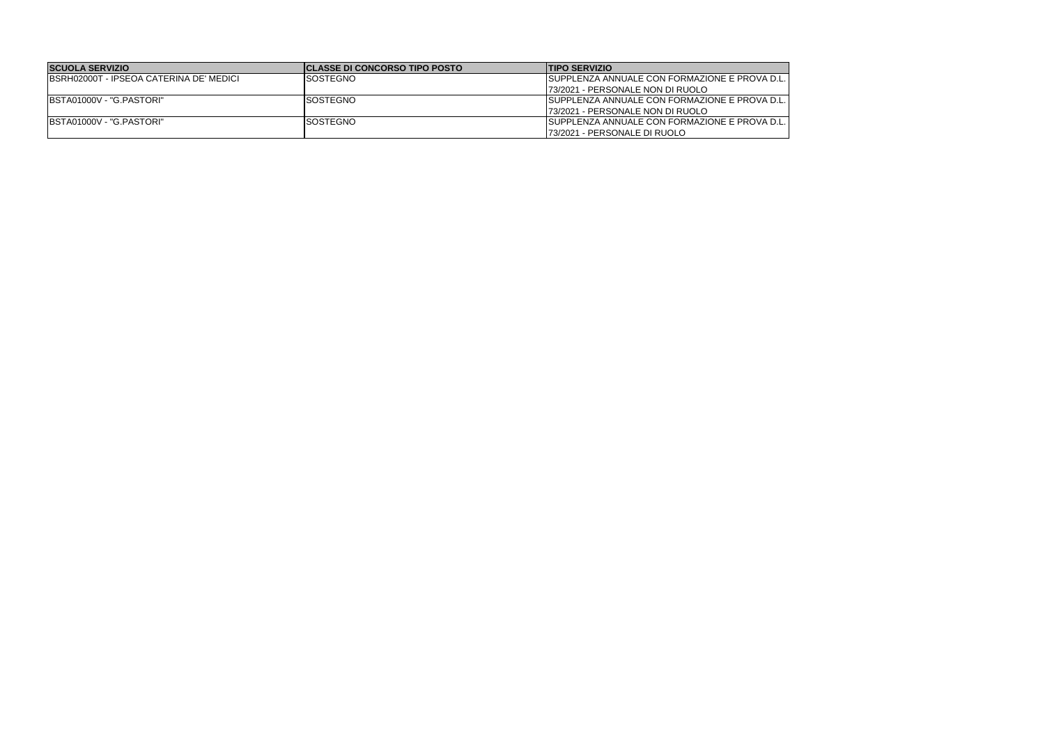| SCUOLA SERVIZIO | CLASSE DI CONCORSO TIPO POSTO | TIPO SERVIZIO |
| --- | --- | --- |
| BSRH02000T - IPSEOA CATERINA DE' MEDICI | SOSTEGNO | SUPPLENZA ANNUALE CON FORMAZIONE E PROVA D.L. 73/2021 - PERSONALE NON DI RUOLO |
| BSTA01000V - "G.PASTORI" | SOSTEGNO | SUPPLENZA ANNUALE CON FORMAZIONE E PROVA D.L. 73/2021 - PERSONALE NON DI RUOLO |
| BSTA01000V - "G.PASTORI" | SOSTEGNO | SUPPLENZA ANNUALE CON FORMAZIONE E PROVA D.L. 73/2021 - PERSONALE DI RUOLO |